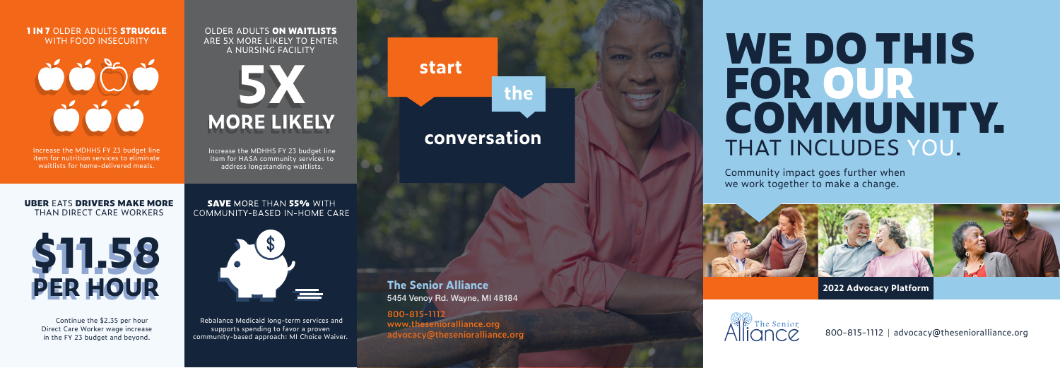## 1 IN 7 OLDER ADULTS STRUGGLE WITH FOOD INSECURITY

Increase the MDHHS FY 23 budget line item for nutrition services to eliminate waitlists for home-delivered meals.

## OLDER ADULTS ON WAITLISTS ARE 5X MORE LIKELY TO ENTER A NURSING FACILITY

**5X MORE LIKELY**

Increase the MDHHS FY 23 budget line item for HASA community services to address longstanding waitlists.

## UBER EATS DRIVERS MAKE MORE THAN DIRECT CARE WORKERS

**$11.58 PER HOUR**

Continue the $2.35 per hour Direct Care Worker wage increase in the FY 23 budget and beyond.

## SAVE MORE THAN 55% WITH COMMUNITY-BASED IN-HOME CARE

Rebalance Medicaid long-term services and supports spending to favor a proven community-based approach: MI Choice Waiver.

## start the conversation

**The Senior Alliance**
5454 Venoy Rd. Wayne, MI 48184

800-815-1112
www.theseniorallliance.org
advocacy@thesenioralliance.org

# WE DO THIS FOR OUR COMMUNITY. THAT INCLUDES YOU.

Community impact goes further when we work together to make a change.

**2022 Advocacy Platform**

The Senior Alliance

800-815-1112 | advocacy@thesenioralliance.org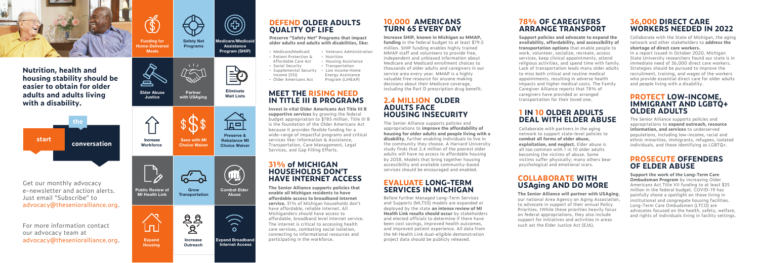**Nutrition, health and housing stability should be easier to obtain for older adults and adults living with a disability.**

start the conversation

Get our monthly advocacy e-newsletter and action alerts. Just email "Subscribe" to advocacy@theseniorallaince.org.

For more information contact our advocacy team at advocacy@theseniorallaince.org.

Funding for Home-Delivered Meals

Safety Net Programs

Medicare/Medicaid Assistance Program (SHIP)

Elder Abuse Justice

Partner with USAging

Eliminate Wait Lists

Increase Workforce

Save with MI Choice Waiver

Preserve & Rebalance MI Choice Waiver

Public Review of MI Health Link

Grow Transportation

Combat Elder Abuse

Expand Housing

Increase Outreach

Expand Broadband Internet Access

## DEFEND OLDER ADULTS QUALITY OF LIFE

**Preserve "Safety Net" Programs that impact older adults and adults with disabilities, like:**

- Medicare/Medicaid
- Patient Protection & Affordable Care Act
- Social Security
- Supplemental Security Income (SSI)
- Older Americans Act
- Veterans Administration
- Nutrition
- Housing Assistance
- Transportation
- Low Income Home Energy Assistance Program (LIHEAP)

## MEET THE RISING NEED IN TITLE III B PROGRAMS

**Invest in vital Older Americans Act Title III B supportive services** by growing the federal budget appropriation to $785 million. Title III B is the foundation of the Older Americans Act because it provides flexible funding for a wide-range of impactful programs and critical services like: Information & Assistance, Transportation, Care Management, Legal Services, and Gap Filling Efforts.

## 31% of MICHIGAN HOUSEHOLDS DON'T HAVE INTERNET ACCESS

**The Senior Alliance supports policies that enable all Michigan residents to have affordable access to broadband internet service.** 31% of Michigan households don't have affordable, reliable internet. All Michiganders should have access to affordable, broadband level internet service. The internet is critical to accessing health care services, combating social isolation, connecting to informational resources and participating in the workforce.

## 10,000 AMERICANS TURN 65 EVERY DAY

**Increase SHIP, known in Michigan as MMAP, funding** in the federal budget to at least $79.5 million. SHIP funding enables highly trained MMAP staff and volunteers to provide free, independent and unbiased information about Medicare and Medicaid enrollment choices to thousands of older adults and caregivers in our service area every year. MMAP is a highly valuable free resource for anyone making decisions about their Medicare coverage, including the Part D prescription drug benefit.

## 2.4 MILLION OLDER ADULTS FACE HOUSING INSECURITY

The Senior Alliance supports policies and appropriations to **improve the affordability of housing for older adults and people living with a disability**, further enabling individuals to live in the community they choose. A Harvard University study finds that 2.4 million of the poorest older adults will have no access to affordable housing by 2038. Models that bring together housing accessibility and available community-based services should be encouraged and enabled.

## EVALUATE LONG-TERM SERVICES IN MICHIGAN

Before further Managed Long-Term Services and Supports (MLTSS) models are expanded or deployed by the state **an intense review of MI Health Link results should occur** by stakeholders and elected officials to determine if there have been cost savings, improved health outcomes, and improved patient experience. All data from the MI Health Link dual-eligible demonstration project data should be publicly released.

## 78% OF CAREGIVERS ARRANGE TRANSPORT

**Support policies and advocate to expand the availability, affordability, and accessibility of transportation options** that enable people to work, volunteer, socialize, recreate, access services, keep clinical appointments, attend religious activities, and spend time with family. Lack of transportation leads many older adults to miss both critical and routine medical appointments, resulting in adverse health impacts and higher medical costs. The Family Caregiver Alliance reports that 78% of caregivers have provided or arranged transportation for their loved one.

## 1 IN 10 OLDER ADULTS DEAL WITH ELDER ABUSE

Collaborate with partners in the aging network to support state-level policies to **combat all forms of elder abuse, exploitation, and neglect.** Elder abuse is all too common with 1 in 10 older adults becoming the victims of abuse. Some victims suffer physically; many others bear psychological and emotional scars.

## COLLABORATE WITH USAging AND DO MORE

**The Senior Alliance will partner with USAging**, our national Area Agency on Aging Association, to advocate in support of their annual Policy Priorities. tWhile these priorities heavily focus on federal appropriations, they also include support for initiatives and activities in areas such ast the Elder Justice Act (EJA).

## 36,000 DIRECT CARE WORKERS NEEDED IN 2022

Collaborate with the State of Michigan, the aging network and other stakeholders to **address the shortage of direct care workers.**

In a report issued in October 2020, Michigan State University researchers found our state is in immediate need of 36,000 direct care workers. Strategies should be pursued to improve the recruitment, training, and wages of the workers who provide essential direct care for older adults and people living with a disability.

## PROTECT LOW-INCOME, IMMIGRANT AND LGBTQ+ OLDER ADULTS

The Senior Alliance supports policies and appropriations to **expand outreach, resource information, and services** to underserved populations, including low-income, racial and ethnic minorities, immigrants, refugees, isolated individuals, and those identifying as LGBTQ+.

## PROSECUTE OFFENDERS OF ELDER ABUSE

**Support the work of the Long-Term Care Ombudsman Program** by increasing Older Americans Act Title VII funding to at least $35 million in the federal budget. COVID-19 has painfully shone a spotlight on those living in institutional and congregate housing facilities. Long-Term Care Ombudsmen (LTCO) are advocates focused on the health, safety, welfare, and rights of individuals living in facility settings.